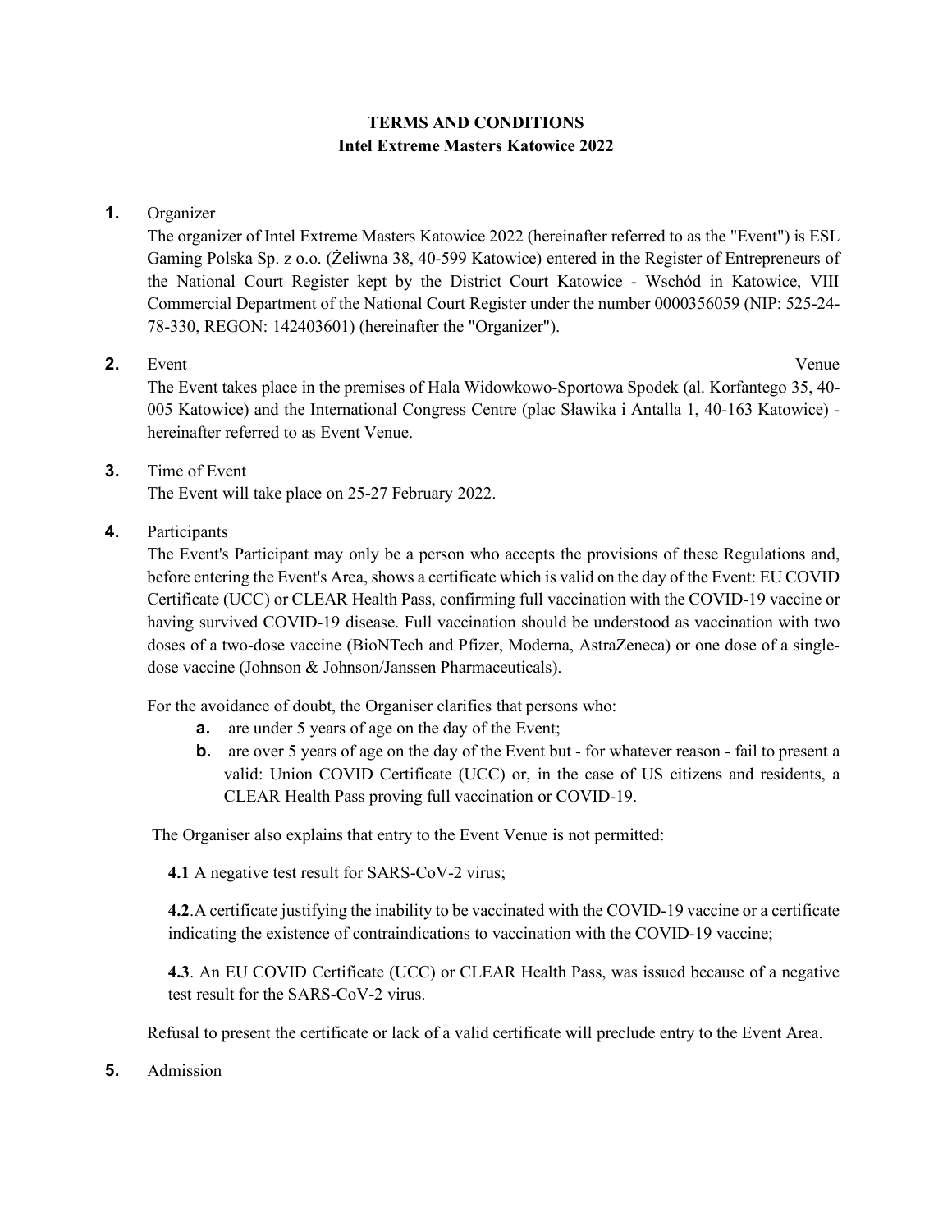**TERMS AND CONDITIONS**
**Intel Extreme Masters Katowice 2022**

**1.** Organizer

The organizer of Intel Extreme Masters Katowice 2022 (hereinafter referred to as the "Event") is ESL Gaming Polska Sp. z o.o. (Żeliwna 38, 40-599 Katowice) entered in the Register of Entrepreneurs of the National Court Register kept by the District Court Katowice - Wschód in Katowice, VIII Commercial Department of the National Court Register under the number 0000356059 (NIP: 525-24-78-330, REGON: 142403601) (hereinafter the "Organizer").

**2.** Event Venue

The Event takes place in the premises of Hala Widowkowo-Sportowa Spodek (al. Korfantego 35, 40-005 Katowice) and the International Congress Centre (plac Sławika i Antalla 1, 40-163 Katowice) - hereinafter referred to as Event Venue.

**3.** Time of Event

The Event will take place on 25-27 February 2022.

**4.** Participants

The Event's Participant may only be a person who accepts the provisions of these Regulations and, before entering the Event's Area, shows a certificate which is valid on the day of the Event: EU COVID Certificate (UCC) or CLEAR Health Pass, confirming full vaccination with the COVID-19 vaccine or having survived COVID-19 disease. Full vaccination should be understood as vaccination with two doses of a two-dose vaccine (BioNTech and Pfizer, Moderna, AstraZeneca) or one dose of a single-dose vaccine (Johnson & Johnson/Janssen Pharmaceuticals).

For the avoidance of doubt, the Organiser clarifies that persons who:

- **a.** are under 5 years of age on the day of the Event;
- **b.** are over 5 years of age on the day of the Event but - for whatever reason - fail to present a valid: Union COVID Certificate (UCC) or, in the case of US citizens and residents, a CLEAR Health Pass proving full vaccination or COVID-19.

The Organiser also explains that entry to the Event Venue is not permitted:

**4.1** A negative test result for SARS-CoV-2 virus;

**4.2**.A certificate justifying the inability to be vaccinated with the COVID-19 vaccine or a certificate indicating the existence of contraindications to vaccination with the COVID-19 vaccine;

**4.3**. An EU COVID Certificate (UCC) or CLEAR Health Pass, was issued because of a negative test result for the SARS-CoV-2 virus.

Refusal to present the certificate or lack of a valid certificate will preclude entry to the Event Area.

**5.** Admission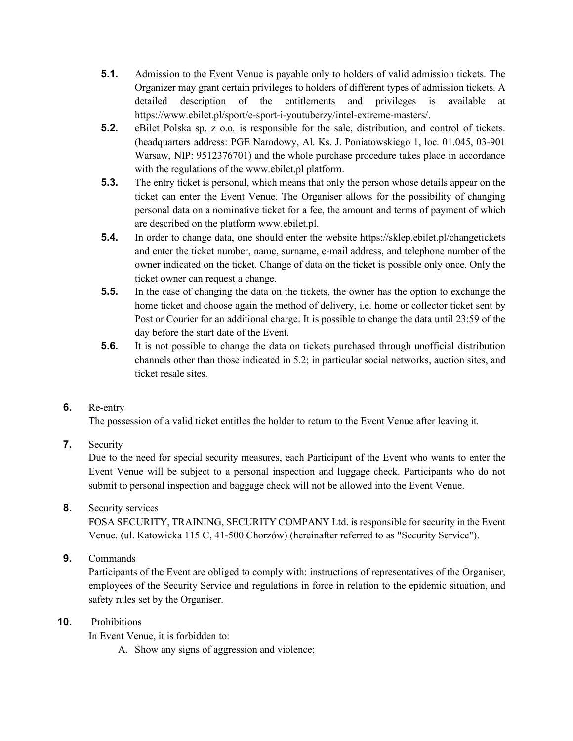**5.1.** Admission to the Event Venue is payable only to holders of valid admission tickets. The Organizer may grant certain privileges to holders of different types of admission tickets. A detailed description of the entitlements and privileges is available at https://www.ebilet.pl/sport/e-sport-i-youtuberzy/intel-extreme-masters/.

**5.2.** eBilet Polska sp. z o.o. is responsible for the sale, distribution, and control of tickets. (headquarters address: PGE Narodowy, Al. Ks. J. Poniatowskiego 1, loc. 01.045, 03-901 Warsaw, NIP: 9512376701) and the whole purchase procedure takes place in accordance with the regulations of the www.ebilet.pl platform.

**5.3.** The entry ticket is personal, which means that only the person whose details appear on the ticket can enter the Event Venue. The Organiser allows for the possibility of changing personal data on a nominative ticket for a fee, the amount and terms of payment of which are described on the platform www.ebilet.pl.

**5.4.** In order to change data, one should enter the website https://sklep.ebilet.pl/changetickets and enter the ticket number, name, surname, e-mail address, and telephone number of the owner indicated on the ticket. Change of data on the ticket is possible only once. Only the ticket owner can request a change.

**5.5.** In the case of changing the data on the tickets, the owner has the option to exchange the home ticket and choose again the method of delivery, i.e. home or collector ticket sent by Post or Courier for an additional charge. It is possible to change the data until 23:59 of the day before the start date of the Event.

**5.6.** It is not possible to change the data on tickets purchased through unofficial distribution channels other than those indicated in 5.2; in particular social networks, auction sites, and ticket resale sites.

**6.** Re-entry

The possession of a valid ticket entitles the holder to return to the Event Venue after leaving it.

**7.** Security

Due to the need for special security measures, each Participant of the Event who wants to enter the Event Venue will be subject to a personal inspection and luggage check. Participants who do not submit to personal inspection and baggage check will not be allowed into the Event Venue.

**8.** Security services

FOSA SECURITY, TRAINING, SECURITY COMPANY Ltd. is responsible for security in the Event Venue. (ul. Katowicka 115 C, 41-500 Chorzów) (hereinafter referred to as "Security Service").

**9.** Commands

Participants of the Event are obliged to comply with: instructions of representatives of the Organiser, employees of the Security Service and regulations in force in relation to the epidemic situation, and safety rules set by the Organiser.

**10.** Prohibitions

In Event Venue, it is forbidden to:

A. Show any signs of aggression and violence;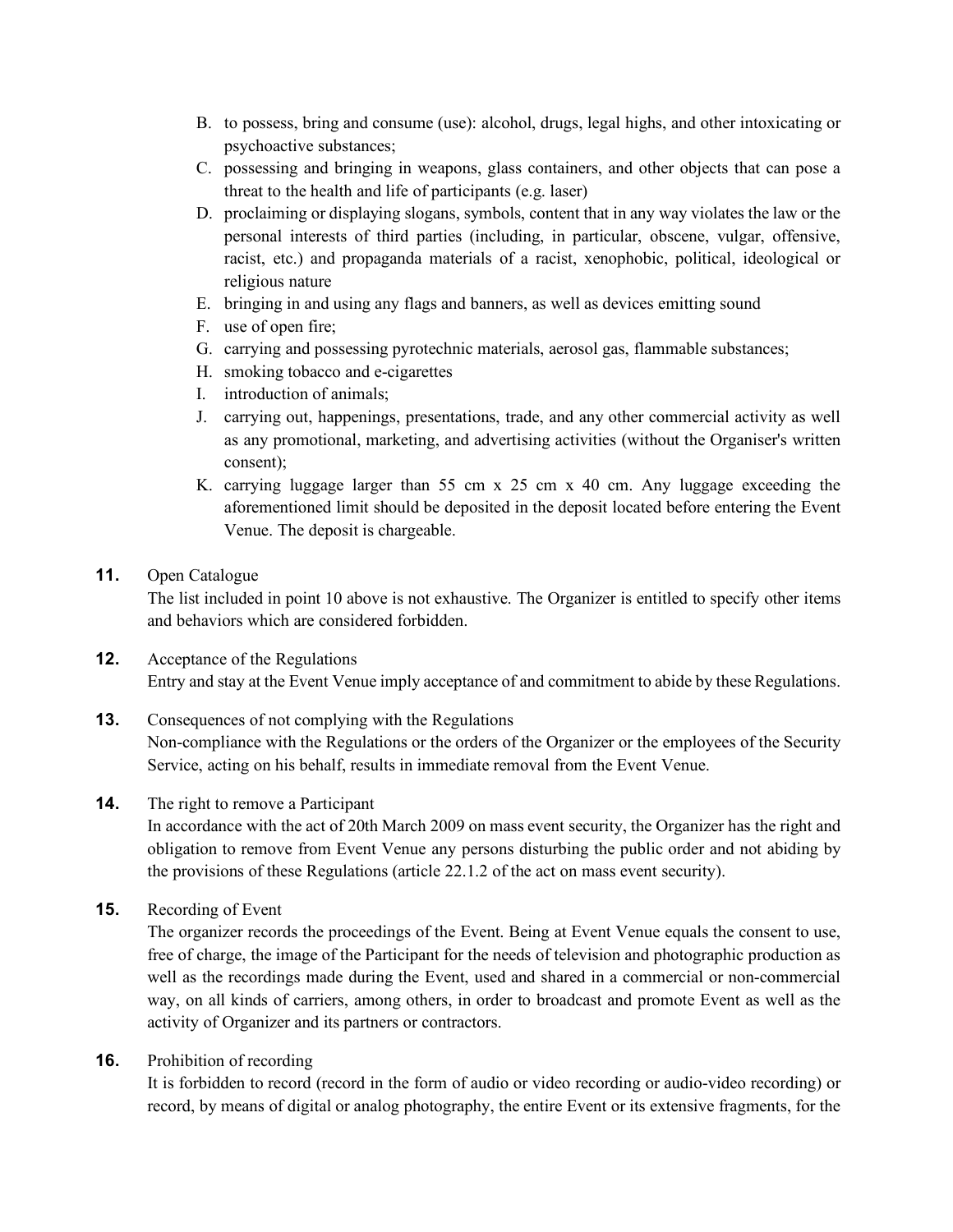B. to possess, bring and consume (use): alcohol, drugs, legal highs, and other intoxicating or psychoactive substances;
C. possessing and bringing in weapons, glass containers, and other objects that can pose a threat to the health and life of participants (e.g. laser)
D. proclaiming or displaying slogans, symbols, content that in any way violates the law or the personal interests of third parties (including, in particular, obscene, vulgar, offensive, racist, etc.) and propaganda materials of a racist, xenophobic, political, ideological or religious nature
E. bringing in and using any flags and banners, as well as devices emitting sound
F. use of open fire;
G. carrying and possessing pyrotechnic materials, aerosol gas, flammable substances;
H. smoking tobacco and e-cigarettes
I. introduction of animals;
J. carrying out, happenings, presentations, trade, and any other commercial activity as well as any promotional, marketing, and advertising activities (without the Organiser's written consent);
K. carrying luggage larger than 55 cm x 25 cm x 40 cm. Any luggage exceeding the aforementioned limit should be deposited in the deposit located before entering the Event Venue. The deposit is chargeable.

**11.** Open Catalogue
The list included in point 10 above is not exhaustive. The Organizer is entitled to specify other items and behaviors which are considered forbidden.

**12.** Acceptance of the Regulations
Entry and stay at the Event Venue imply acceptance of and commitment to abide by these Regulations.

**13.** Consequences of not complying with the Regulations
Non-compliance with the Regulations or the orders of the Organizer or the employees of the Security Service, acting on his behalf, results in immediate removal from the Event Venue.

**14.** The right to remove a Participant
In accordance with the act of 20th March 2009 on mass event security, the Organizer has the right and obligation to remove from Event Venue any persons disturbing the public order and not abiding by the provisions of these Regulations (article 22.1.2 of the act on mass event security).

**15.** Recording of Event
The organizer records the proceedings of the Event. Being at Event Venue equals the consent to use, free of charge, the image of the Participant for the needs of television and photographic production as well as the recordings made during the Event, used and shared in a commercial or non-commercial way, on all kinds of carriers, among others, in order to broadcast and promote Event as well as the activity of Organizer and its partners or contractors.

**16.** Prohibition of recording
It is forbidden to record (record in the form of audio or video recording or audio-video recording) or record, by means of digital or analog photography, the entire Event or its extensive fragments, for the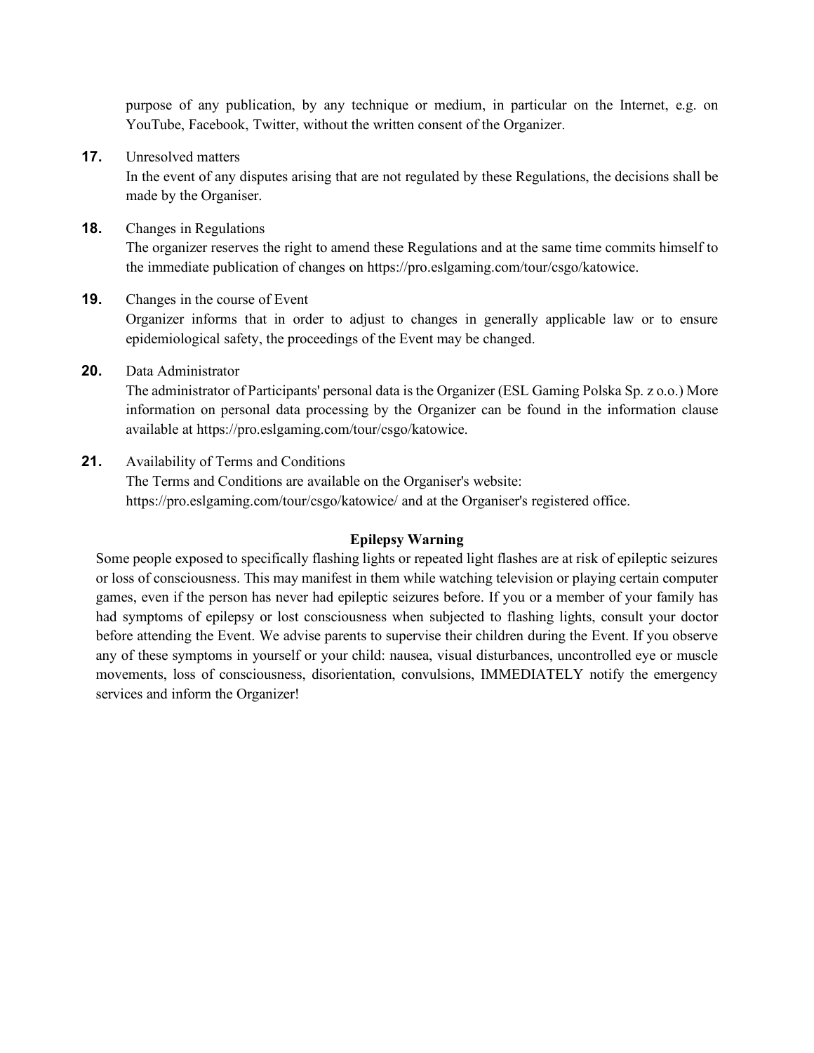purpose of any publication, by any technique or medium, in particular on the Internet, e.g. on YouTube, Facebook, Twitter, without the written consent of the Organizer.

**17.** Unresolved matters
In the event of any disputes arising that are not regulated by these Regulations, the decisions shall be made by the Organiser.

**18.** Changes in Regulations
The organizer reserves the right to amend these Regulations and at the same time commits himself to the immediate publication of changes on https://pro.eslgaming.com/tour/csgo/katowice.

**19.** Changes in the course of Event
Organizer informs that in order to adjust to changes in generally applicable law or to ensure epidemiological safety, the proceedings of the Event may be changed.

**20.** Data Administrator
The administrator of Participants' personal data is the Organizer (ESL Gaming Polska Sp. z o.o.) More information on personal data processing by the Organizer can be found in the information clause available at https://pro.eslgaming.com/tour/csgo/katowice.

**21.** Availability of Terms and Conditions
The Terms and Conditions are available on the Organiser's website:
https://pro.eslgaming.com/tour/csgo/katowice/ and at the Organiser's registered office.

**Epilepsy Warning**

Some people exposed to specifically flashing lights or repeated light flashes are at risk of epileptic seizures or loss of consciousness. This may manifest in them while watching television or playing certain computer games, even if the person has never had epileptic seizures before. If you or a member of your family has had symptoms of epilepsy or lost consciousness when subjected to flashing lights, consult your doctor before attending the Event. We advise parents to supervise their children during the Event. If you observe any of these symptoms in yourself or your child: nausea, visual disturbances, uncontrolled eye or muscle movements, loss of consciousness, disorientation, convulsions, IMMEDIATELY notify the emergency services and inform the Organizer!